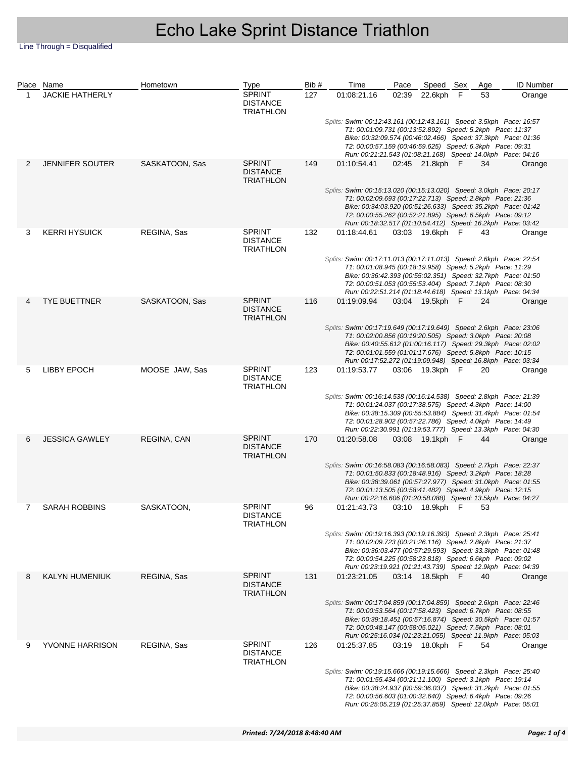# Echo Lake Sprint Distance Triathlon

Line Through = Disqualified

| Place | Name | Hometown | Type | Bib # | Time | Pace | Speed | Sex | Age | ID Number |
|---|---|---|---|---|---|---|---|---|---|---|
| 1 | JACKIE HATHERLY | | SPRINT DISTANCE TRIATHLON | 127 | 01:08:21.16 | 02:39 | 22.6kph | F | 53 | Orange |
| | *Splits: Swim: 00:12:43.161 (00:12:43.161) Speed: 3.5kph Pace: 16:57; T1: 00:01:09.731 (00:13:52.892) Speed: 5.2kph Pace: 11:37; Bike: 00:32:09.574 (00:46:02.466) Speed: 37.3kph Pace: 01:36; T2: 00:00:57.159 (00:46:59.625) Speed: 6.3kph Pace: 09:31; Run: 00:21:21.543 (01:08:21.168) Speed: 14.0kph Pace: 04:16* | | | | | | | | | |
| 2 | JENNIFER SOUTER | SASKATOON, Sas | SPRINT DISTANCE TRIATHLON | 149 | 01:10:54.41 | 02:45 | 21.8kph | F | 34 | Orange |
| | *Splits: Swim: 00:15:13.020 (00:15:13.020) Speed: 3.0kph Pace: 20:17; T1: 00:02:09.693 (00:17:22.713) Speed: 2.8kph Pace: 21:36; Bike: 00:34:03.920 (00:51:26.633) Speed: 35.2kph Pace: 01:42; T2: 00:00:55.262 (00:52:21.895) Speed: 6.5kph Pace: 09:12; Run: 00:18:32.517 (01:10:54.412) Speed: 16.2kph Pace: 03:42* | | | | | | | | | |
| 3 | KERRI HYSUICK | REGINA, Sas | SPRINT DISTANCE TRIATHLON | 132 | 01:18:44.61 | 03:03 | 19.6kph | F | 43 | Orange |
| | *Splits: Swim: 00:17:11.013 (00:17:11.013) Speed: 2.6kph Pace: 22:54; T1: 00:01:08.945 (00:18:19.958) Speed: 5.2kph Pace: 11:29; Bike: 00:36:42.393 (00:55:02.351) Speed: 32.7kph Pace: 01:50; T2: 00:00:51.053 (00:55:53.404) Speed: 7.1kph Pace: 08:30; Run: 00:22:51.214 (01:18:44.618) Speed: 13.1kph Pace: 04:34* | | | | | | | | | |
| 4 | TYE BUETTNER | SASKATOON, Sas | SPRINT DISTANCE TRIATHLON | 116 | 01:19:09.94 | 03:04 | 19.5kph | F | 24 | Orange |
| | *Splits: Swim: 00:17:19.649 (00:17:19.649) Speed: 2.6kph Pace: 23:06; T1: 00:02:00.856 (00:19:20.505) Speed: 3.0kph Pace: 20:08; Bike: 00:40:55.612 (01:00:16.117) Speed: 29.3kph Pace: 02:02; T2: 00:01:01.559 (01:01:17.676) Speed: 5.8kph Pace: 10:15; Run: 00:17:52.272 (01:19:09.948) Speed: 16.8kph Pace: 03:34* | | | | | | | | | |
| 5 | LIBBY EPOCH | MOOSE JAW, Sas | SPRINT DISTANCE TRIATHLON | 123 | 01:19:53.77 | 03:06 | 19.3kph | F | 20 | Orange |
| | *Splits: Swim: 00:16:14.538 (00:16:14.538) Speed: 2.8kph Pace: 21:39; T1: 00:01:24.037 (00:17:38.575) Speed: 4.3kph Pace: 14:00; Bike: 00:38:15.309 (00:55:53.884) Speed: 31.4kph Pace: 01:54; T2: 00:01:28.902 (00:57:22.786) Speed: 4.0kph Pace: 14:49; Run: 00:22:30.991 (01:19:53.777) Speed: 13.3kph Pace: 04:30* | | | | | | | | | |
| 6 | JESSICA GAWLEY | REGINA, CAN | SPRINT DISTANCE TRIATHLON | 170 | 01:20:58.08 | 03:08 | 19.1kph | F | 44 | Orange |
| | *Splits: Swim: 00:16:58.083 (00:16:58.083) Speed: 2.7kph Pace: 22:37; T1: 00:01:50.833 (00:18:48.916) Speed: 3.2kph Pace: 18:28; Bike: 00:38:39.061 (00:57:27.977) Speed: 31.0kph Pace: 01:55; T2: 00:01:13.505 (00:58:41.482) Speed: 4.9kph Pace: 12:15; Run: 00:22:16.606 (01:20:58.088) Speed: 13.5kph Pace: 04:27* | | | | | | | | | |
| 7 | SARAH ROBBINS | SASKATOON, | SPRINT DISTANCE TRIATHLON | 96 | 01:21:43.73 | 03:10 | 18.9kph | F | 53 | |
| | *Splits: Swim: 00:19:16.393 (00:19:16.393) Speed: 2.3kph Pace: 25:41; T1: 00:02:09.723 (00:21:26.116) Speed: 2.8kph Pace: 21:37; Bike: 00:36:03.477 (00:57:29.593) Speed: 33.3kph Pace: 01:48; T2: 00:00:54.225 (00:58:23.818) Speed: 6.6kph Pace: 09:02; Run: 00:23:19.921 (01:21:43.739) Speed: 12.9kph Pace: 04:39* | | | | | | | | | |
| 8 | KALYN HUMENIUK | REGINA, Sas | SPRINT DISTANCE TRIATHLON | 131 | 01:23:21.05 | 03:14 | 18.5kph | F | 40 | Orange |
| | *Splits: Swim: 00:17:04.859 (00:17:04.859) Speed: 2.6kph Pace: 22:46; T1: 00:00:53.564 (00:17:58.423) Speed: 6.7kph Pace: 08:55; Bike: 00:39:18.451 (00:57:16.874) Speed: 30.5kph Pace: 01:57; T2: 00:00:48.147 (00:58:05.021) Speed: 7.5kph Pace: 08:01; Run: 00:25:16.034 (01:23:21.055) Speed: 11.9kph Pace: 05:03* | | | | | | | | | |
| 9 | YVONNE HARRISON | REGINA, Sas | SPRINT DISTANCE TRIATHLON | 126 | 01:25:37.85 | 03:19 | 18.0kph | F | 54 | Orange |
| | *Splits: Swim: 00:19:15.666 (00:19:15.666) Speed: 2.3kph Pace: 25:40; T1: 00:01:55.434 (00:21:11.100) Speed: 3.1kph Pace: 19:14; Bike: 00:38:24.937 (00:59:36.037) Speed: 31.2kph Pace: 01:55; T2: 00:00:56.603 (01:00:32.640) Speed: 6.4kph Pace: 09:26; Run: 00:25:05.219 (01:25:37.859) Speed: 12.0kph Pace: 05:01* | | | | | | | | | |

*Printed: 7/24/2018 8:48:40 AM*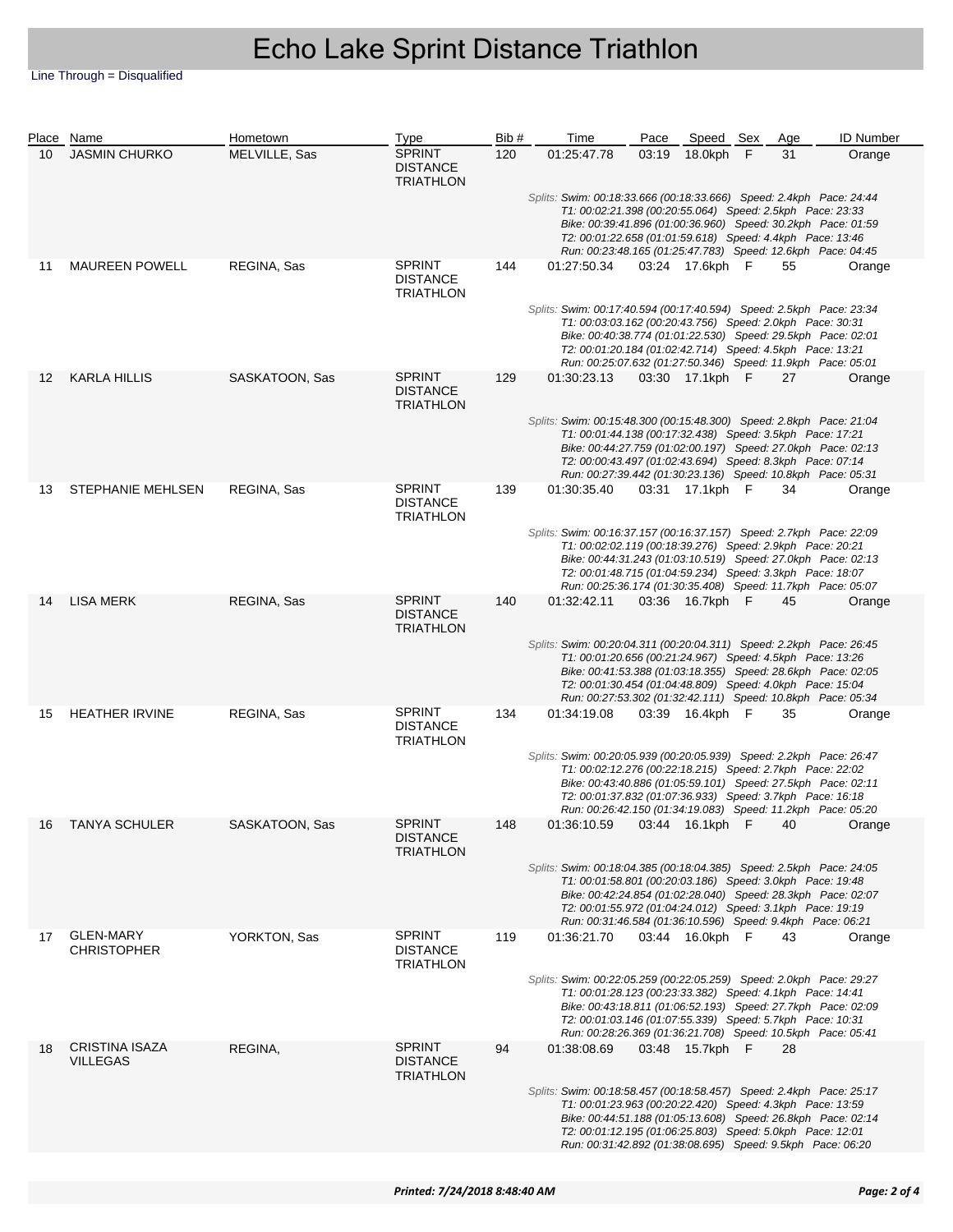# Echo Lake Sprint Distance Triathlon

Line Through = Disqualified

| Place | Name | Hometown | Type | Bib # | Time | Pace | Speed | Sex | Age | ID Number |
|---|---|---|---|---|---|---|---|---|---|---|
| 10 | JASMIN CHURKO | MELVILLE, Sas | SPRINT DISTANCE TRIATHLON | 120 | 01:25:47.78 | 03:19 | 18.0kph | F | 31 | Orange |
| | | | | | *Splits: Swim: 00:18:33.666 (00:18:33.666) Speed: 2.4kph Pace: 24:44<br>T1: 00:02:21.398 (00:20:55.064) Speed: 2.5kph Pace: 23:33<br>Bike: 00:39:41.896 (01:00:36.960) Speed: 30.2kph Pace: 01:59<br>T2: 00:01:22.658 (01:01:59.618) Speed: 4.4kph Pace: 13:46<br>Run: 00:23:48.165 (01:25:47.783) Speed: 12.6kph Pace: 04:45* | | | | | |
| 11 | MAUREEN POWELL | REGINA, Sas | SPRINT DISTANCE TRIATHLON | 144 | 01:27:50.34 | 03:24 | 17.6kph | F | 55 | Orange |
| | | | | | *Splits: Swim: 00:17:40.594 (00:17:40.594) Speed: 2.5kph Pace: 23:34<br>T1: 00:03:03.162 (00:20:43.756) Speed: 2.0kph Pace: 30:31<br>Bike: 00:40:38.774 (01:01:22.530) Speed: 29.5kph Pace: 02:01<br>T2: 00:01:20.184 (01:02:42.714) Speed: 4.5kph Pace: 13:21<br>Run: 00:25:07.632 (01:27:50.346) Speed: 11.9kph Pace: 05:01* | | | | | |
| 12 | KARLA HILLIS | SASKATOON, Sas | SPRINT DISTANCE TRIATHLON | 129 | 01:30:23.13 | 03:30 | 17.1kph | F | 27 | Orange |
| | | | | | *Splits: Swim: 00:15:48.300 (00:15:48.300) Speed: 2.8kph Pace: 21:04<br>T1: 00:01:44.138 (00:17:32.438) Speed: 3.5kph Pace: 17:21<br>Bike: 00:44:27.759 (01:02:00.197) Speed: 27.0kph Pace: 02:13<br>T2: 00:00:43.497 (01:02:43.694) Speed: 8.3kph Pace: 07:14<br>Run: 00:27:39.442 (01:30:23.136) Speed: 10.8kph Pace: 05:31* | | | | | |
| 13 | STEPHANIE MEHLSEN | REGINA, Sas | SPRINT DISTANCE TRIATHLON | 139 | 01:30:35.40 | 03:31 | 17.1kph | F | 34 | Orange |
| | | | | | *Splits: Swim: 00:16:37.157 (00:16:37.157) Speed: 2.7kph Pace: 22:09<br>T1: 00:02:02.119 (00:18:39.276) Speed: 2.9kph Pace: 20:21<br>Bike: 00:44:31.243 (01:03:10.519) Speed: 27.0kph Pace: 02:13<br>T2: 00:01:48.715 (01:04:59.234) Speed: 3.3kph Pace: 18:07<br>Run: 00:25:36.174 (01:30:35.408) Speed: 11.7kph Pace: 05:07* | | | | | |
| 14 | LISA MERK | REGINA, Sas | SPRINT DISTANCE TRIATHLON | 140 | 01:32:42.11 | 03:36 | 16.7kph | F | 45 | Orange |
| | | | | | *Splits: Swim: 00:20:04.311 (00:20:04.311) Speed: 2.2kph Pace: 26:45<br>T1: 00:01:20.656 (00:21:24.967) Speed: 4.5kph Pace: 13:26<br>Bike: 00:41:53.388 (01:03:18.355) Speed: 28.6kph Pace: 02:05<br>T2: 00:01:30.454 (01:04:48.809) Speed: 4.0kph Pace: 15:04<br>Run: 00:27:53.302 (01:32:42.111) Speed: 10.8kph Pace: 05:34* | | | | | |
| 15 | HEATHER IRVINE | REGINA, Sas | SPRINT DISTANCE TRIATHLON | 134 | 01:34:19.08 | 03:39 | 16.4kph | F | 35 | Orange |
| | | | | | *Splits: Swim: 00:20:05.939 (00:20:05.939) Speed: 2.2kph Pace: 26:47<br>T1: 00:02:12.276 (00:22:18.215) Speed: 2.7kph Pace: 22:02<br>Bike: 00:43:40.886 (01:05:59.101) Speed: 27.5kph Pace: 02:11<br>T2: 00:01:37.832 (01:07:36.933) Speed: 3.7kph Pace: 16:18<br>Run: 00:26:42.150 (01:34:19.083) Speed: 11.2kph Pace: 05:20* | | | | | |
| 16 | TANYA SCHULER | SASKATOON, Sas | SPRINT DISTANCE TRIATHLON | 148 | 01:36:10.59 | 03:44 | 16.1kph | F | 40 | Orange |
| | | | | | *Splits: Swim: 00:18:04.385 (00:18:04.385) Speed: 2.5kph Pace: 24:05<br>T1: 00:01:58.801 (00:20:03.186) Speed: 3.0kph Pace: 19:48<br>Bike: 00:42:24.854 (01:02:28.040) Speed: 28.3kph Pace: 02:07<br>T2: 00:01:55.972 (01:04:24.012) Speed: 3.1kph Pace: 19:19<br>Run: 00:31:46.584 (01:36:10.596) Speed: 9.4kph Pace: 06:21* | | | | | |
| 17 | GLEN-MARY CHRISTOPHER | YORKTON, Sas | SPRINT DISTANCE TRIATHLON | 119 | 01:36:21.70 | 03:44 | 16.0kph | F | 43 | Orange |
| | | | | | *Splits: Swim: 00:22:05.259 (00:22:05.259) Speed: 2.0kph Pace: 29:27<br>T1: 00:01:28.123 (00:23:33.382) Speed: 4.1kph Pace: 14:41<br>Bike: 00:43:18.811 (01:06:52.193) Speed: 27.7kph Pace: 02:09<br>T2: 00:01:03.146 (01:07:55.339) Speed: 5.7kph Pace: 10:31<br>Run: 00:28:26.369 (01:36:21.708) Speed: 10.5kph Pace: 05:41* | | | | | |
| 18 | CRISTINA ISAZA VILLEGAS | REGINA, | SPRINT DISTANCE TRIATHLON | 94 | 01:38:08.69 | 03:48 | 15.7kph | F | 28 | |
| | | | | | *Splits: Swim: 00:18:58.457 (00:18:58.457) Speed: 2.4kph Pace: 25:17<br>T1: 00:01:23.963 (00:20:22.420) Speed: 4.3kph Pace: 13:59<br>Bike: 00:44:51.188 (01:05:13.608) Speed: 26.8kph Pace: 02:14<br>T2: 00:01:12.195 (01:06:25.803) Speed: 5.0kph Pace: 12:01<br>Run: 00:31:42.892 (01:38:08.695) Speed: 9.5kph Pace: 06:20* | | | | | |

**Printed: 7/24/2018 8:48:40 AM**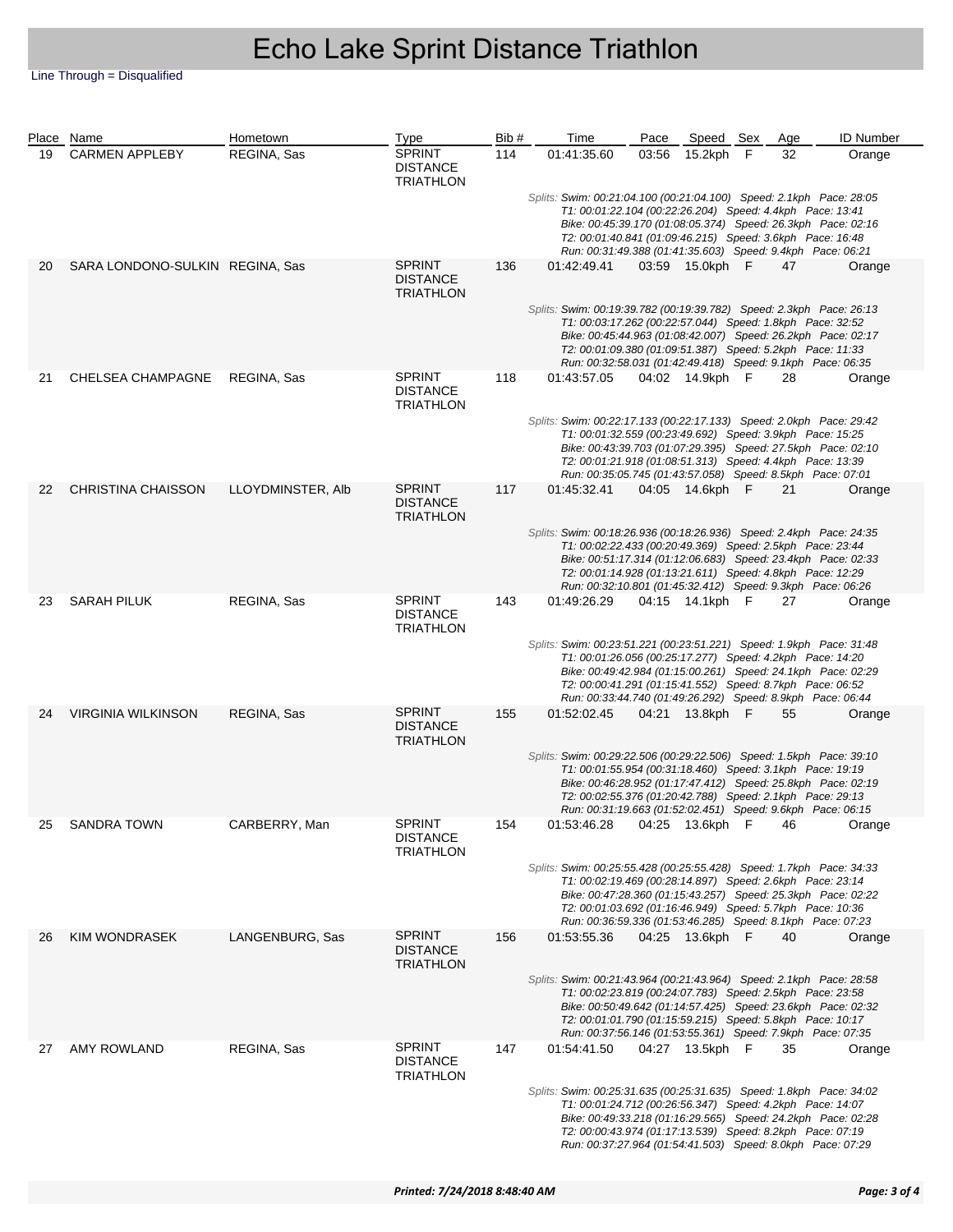# Echo Lake Sprint Distance Triathlon

Line Through = Disqualified

| Place | Name | Hometown | Type | Bib # | Time | Pace | Speed | Sex | Age | ID Number |
|---|---|---|---|---|---|---|---|---|---|---|
| 19 | CARMEN APPLEBY | REGINA, Sas | SPRINT DISTANCE TRIATHLON | 114 | 01:41:35.60 | 03:56 | 15.2kph | F | 32 | Orange |
| | | | | | *Splits: Swim: 00:21:04.100 (00:21:04.100) Speed: 2.1kph Pace: 28:05<br>T1: 00:01:22.104 (00:22:26.204) Speed: 4.4kph Pace: 13:41<br>Bike: 00:45:39.170 (01:08:05.374) Speed: 26.3kph Pace: 02:16<br>T2: 00:01:40.841 (01:09:46.215) Speed: 3.6kph Pace: 16:48<br>Run: 00:31:49.388 (01:41:35.603) Speed: 9.4kph Pace: 06:21* | | | | | |
| 20 | SARA LONDONO-SULKIN | REGINA, Sas | SPRINT DISTANCE TRIATHLON | 136 | 01:42:49.41 | 03:59 | 15.0kph | F | 47 | Orange |
| | | | | | *Splits: Swim: 00:19:39.782 (00:19:39.782) Speed: 2.3kph Pace: 26:13<br>T1: 00:03:17.262 (00:22:57.044) Speed: 1.8kph Pace: 32:52<br>Bike: 00:45:44.963 (01:08:42.007) Speed: 26.2kph Pace: 02:17<br>T2: 00:01:09.380 (01:09:51.387) Speed: 5.2kph Pace: 11:33<br>Run: 00:32:58.031 (01:42:49.418) Speed: 9.1kph Pace: 06:35* | | | | | |
| 21 | CHELSEA CHAMPAGNE | REGINA, Sas | SPRINT DISTANCE TRIATHLON | 118 | 01:43:57.05 | 04:02 | 14.9kph | F | 28 | Orange |
| | | | | | *Splits: Swim: 00:22:17.133 (00:22:17.133) Speed: 2.0kph Pace: 29:42<br>T1: 00:01:32.559 (00:23:49.692) Speed: 3.9kph Pace: 15:25<br>Bike: 00:43:39.703 (01:07:29.395) Speed: 27.5kph Pace: 02:10<br>T2: 00:01:21.918 (01:08:51.313) Speed: 4.4kph Pace: 13:39<br>Run: 00:35:05.745 (01:43:57.058) Speed: 8.5kph Pace: 07:01* | | | | | |
| 22 | CHRISTINA CHAISSON | LLOYDMINSTER, Alb | SPRINT DISTANCE TRIATHLON | 117 | 01:45:32.41 | 04:05 | 14.6kph | F | 21 | Orange |
| | | | | | *Splits: Swim: 00:18:26.936 (00:18:26.936) Speed: 2.4kph Pace: 24:35<br>T1: 00:02:22.433 (00:20:49.369) Speed: 2.5kph Pace: 23:44<br>Bike: 00:51:17.314 (01:12:06.683) Speed: 23.4kph Pace: 02:33<br>T2: 00:01:14.928 (01:13:21.611) Speed: 4.8kph Pace: 12:29<br>Run: 00:32:10.801 (01:45:32.412) Speed: 9.3kph Pace: 06:26* | | | | | |
| 23 | SARAH PILUK | REGINA, Sas | SPRINT DISTANCE TRIATHLON | 143 | 01:49:26.29 | 04:15 | 14.1kph | F | 27 | Orange |
| | | | | | *Splits: Swim: 00:23:51.221 (00:23:51.221) Speed: 1.9kph Pace: 31:48<br>T1: 00:01:26.056 (00:25:17.277) Speed: 4.2kph Pace: 14:20<br>Bike: 00:49:42.984 (01:15:00.261) Speed: 24.1kph Pace: 02:29<br>T2: 00:00:41.291 (01:15:41.552) Speed: 8.7kph Pace: 06:52<br>Run: 00:33:44.740 (01:49:26.292) Speed: 8.9kph Pace: 06:44* | | | | | |
| 24 | VIRGINIA WILKINSON | REGINA, Sas | SPRINT DISTANCE TRIATHLON | 155 | 01:52:02.45 | 04:21 | 13.8kph | F | 55 | Orange |
| | | | | | *Splits: Swim: 00:29:22.506 (00:29:22.506) Speed: 1.5kph Pace: 39:10<br>T1: 00:01:55.954 (00:31:18.460) Speed: 3.1kph Pace: 19:19<br>Bike: 00:46:28.952 (01:17:47.412) Speed: 25.8kph Pace: 02:19<br>T2: 00:02:55.376 (01:20:42.788) Speed: 2.1kph Pace: 29:13<br>Run: 00:31:19.663 (01:52:02.451) Speed: 9.6kph Pace: 06:15* | | | | | |
| 25 | SANDRA TOWN | CARBERRY, Man | SPRINT DISTANCE TRIATHLON | 154 | 01:53:46.28 | 04:25 | 13.6kph | F | 46 | Orange |
| | | | | | *Splits: Swim: 00:25:55.428 (00:25:55.428) Speed: 1.7kph Pace: 34:33<br>T1: 00:02:19.469 (00:28:14.897) Speed: 2.6kph Pace: 23:14<br>Bike: 00:47:28.360 (01:15:43.257) Speed: 25.3kph Pace: 02:22<br>T2: 00:01:03.692 (01:16:46.949) Speed: 5.7kph Pace: 10:36<br>Run: 00:36:59.336 (01:53:46.285) Speed: 8.1kph Pace: 07:23* | | | | | |
| 26 | KIM WONDRASEK | LANGENBURG, Sas | SPRINT DISTANCE TRIATHLON | 156 | 01:53:55.36 | 04:25 | 13.6kph | F | 40 | Orange |
| | | | | | *Splits: Swim: 00:21:43.964 (00:21:43.964) Speed: 2.1kph Pace: 28:58<br>T1: 00:02:23.819 (00:24:07.783) Speed: 2.5kph Pace: 23:58<br>Bike: 00:50:49.642 (01:14:57.425) Speed: 23.6kph Pace: 02:32<br>T2: 00:01:01.790 (01:15:59.215) Speed: 5.8kph Pace: 10:17<br>Run: 00:37:56.146 (01:53:55.361) Speed: 7.9kph Pace: 07:35* | | | | | |
| 27 | AMY ROWLAND | REGINA, Sas | SPRINT DISTANCE TRIATHLON | 147 | 01:54:41.50 | 04:27 | 13.5kph | F | 35 | Orange |
| | | | | | *Splits: Swim: 00:25:31.635 (00:25:31.635) Speed: 1.8kph Pace: 34:02<br>T1: 00:01:24.712 (00:26:56.347) Speed: 4.2kph Pace: 14:07<br>Bike: 00:49:33.218 (01:16:29.565) Speed: 24.2kph Pace: 02:28<br>T2: 00:00:43.974 (01:17:13.539) Speed: 8.2kph Pace: 07:19<br>Run: 00:37:27.964 (01:54:41.503) Speed: 8.0kph Pace: 07:29* | | | | | |

*Printed: 7/24/2018 8:48:40 AM*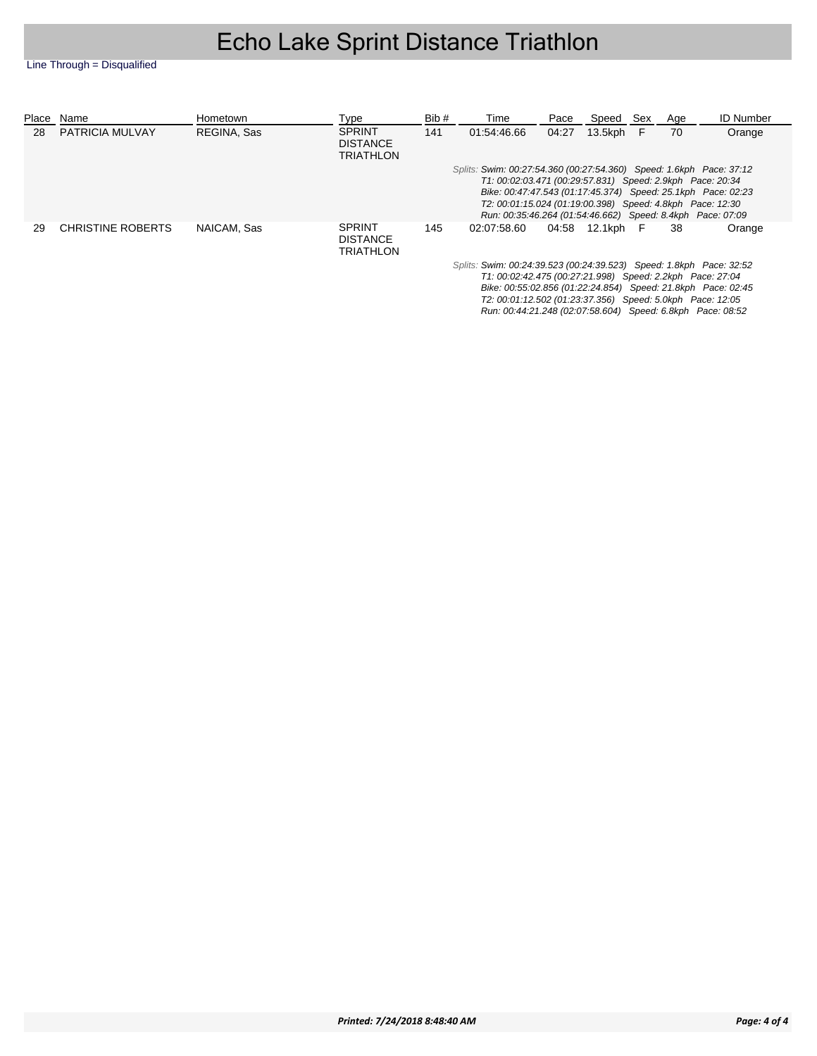# Echo Lake Sprint Distance Triathlon

Line Through = Disqualified

| Place | Name | Hometown | Type | Bib # | Time | Pace | Speed | Sex | Age | ID Number |
|---|---|---|---|---|---|---|---|---|---|---|
| 28 | PATRICIA MULVAY | REGINA, Sas | SPRINT DISTANCE TRIATHLON | 141 | 01:54:46.66 | 04:27 | 13.5kph | F | 70 | Orange |
| | | | | | *Splits: Swim: 00:27:54.360 (00:27:54.360) Speed: 1.6kph Pace: 37:12<br>T1: 00:02:03.471 (00:29:57.831) Speed: 2.9kph Pace: 20:34<br>Bike: 00:47:47.543 (01:17:45.374) Speed: 25.1kph Pace: 02:23<br>T2: 00:01:15.024 (01:19:00.398) Speed: 4.8kph Pace: 12:30<br>Run: 00:35:46.264 (01:54:46.662) Speed: 8.4kph Pace: 07:09* | | | | | |
| 29 | CHRISTINE ROBERTS | NAICAM, Sas | SPRINT DISTANCE TRIATHLON | 145 | 02:07:58.60 | 04:58 | 12.1kph | F | 38 | Orange |
| | | | | | *Splits: Swim: 00:24:39.523 (00:24:39.523) Speed: 1.8kph Pace: 32:52<br>T1: 00:02:42.475 (00:27:21.998) Speed: 2.2kph Pace: 27:04<br>Bike: 00:55:02.856 (01:22:24.854) Speed: 21.8kph Pace: 02:45<br>T2: 00:01:12.502 (01:23:37.356) Speed: 5.0kph Pace: 12:05<br>Run: 00:44:21.248 (02:07:58.604) Speed: 6.8kph Pace: 08:52* | | | | | |

***Printed: 7/24/2018 8:48:40 AM***